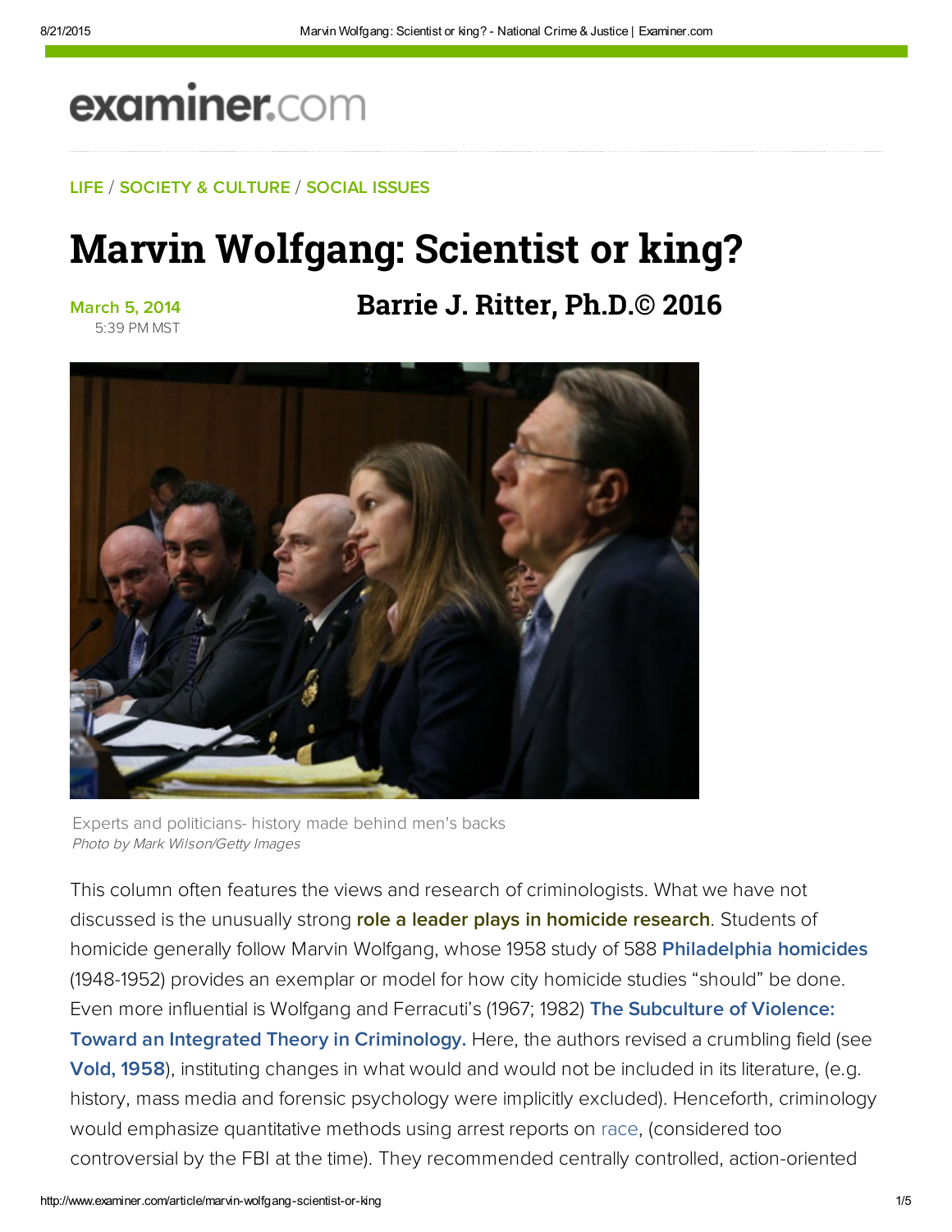examiner.com

LIFE / SOCIETY & CULTURE / SOCIAL ISSUES

# Marvin Wolfgang: Scientist or king?

March 5, 2014
5:39 PM MST

**Barrie J. Ritter, Ph.D.© 2016**

Experts and politicians- history made behind men's backs
*Photo by Mark Wilson/Getty Images*

This column often features the views and research of criminologists. What we have not discussed is the unusually strong **role a leader plays in homicide research**. Students of homicide generally follow Marvin Wolfgang, whose 1958 study of 588 **Philadelphia homicides** (1948-1952) provides an exemplar or model for how city homicide studies "should" be done. Even more influential is Wolfgang and Ferracuti's (1967; 1982) **The Subculture of Violence: Toward an Integrated Theory in Criminology.** Here, the authors revised a crumbling field (see **Vold, 1958**), instituting changes in what would and would not be included in its literature, (e.g. history, mass media and forensic psychology were implicitly excluded). Henceforth, criminology would emphasize quantitative methods using arrest reports on race, (considered too controversial by the FBI at the time). They recommended centrally controlled, action-oriented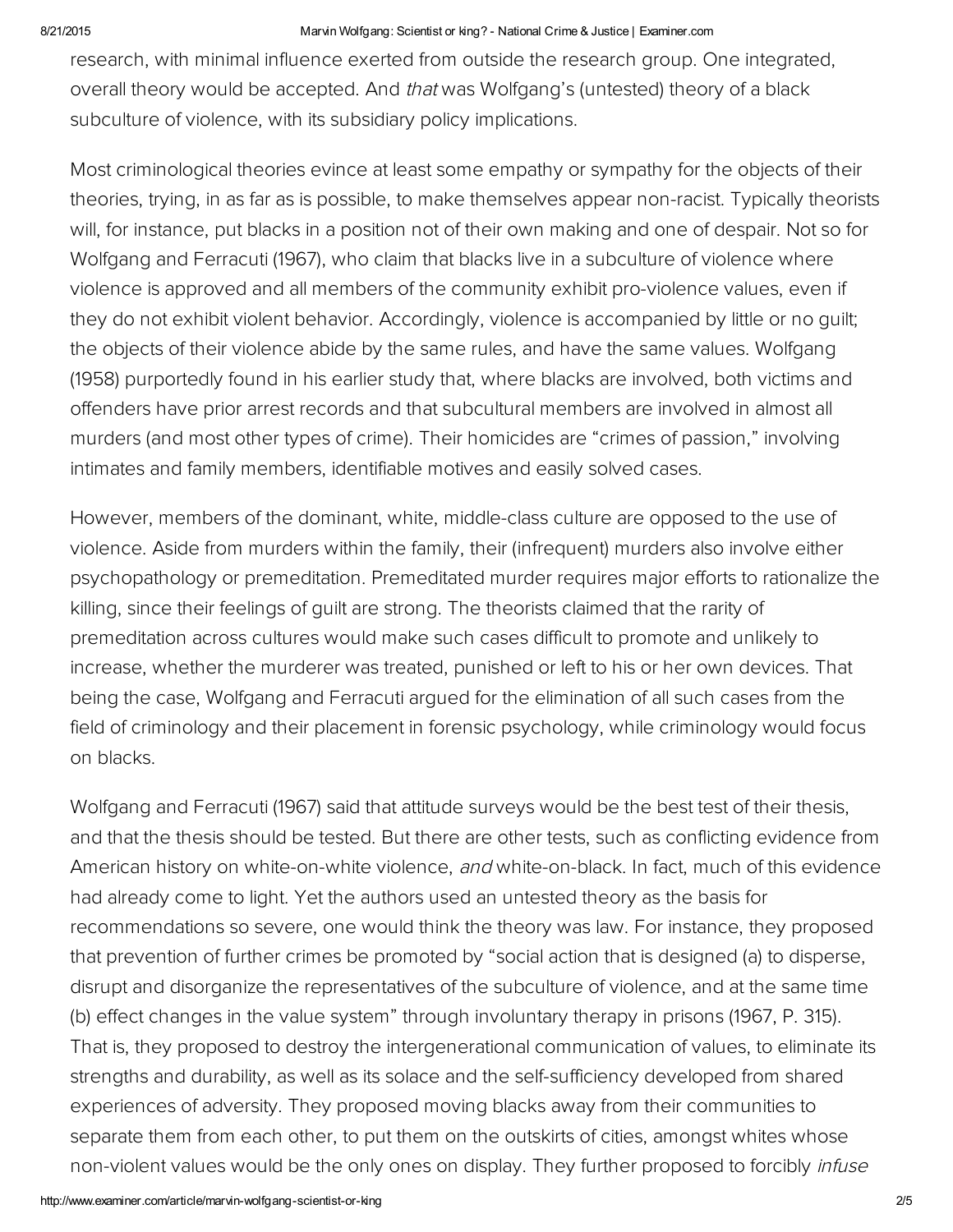research, with minimal influence exerted from outside the research group. One integrated, overall theory would be accepted. And *that* was Wolfgang's (untested) theory of a black subculture of violence, with its subsidiary policy implications.

Most criminological theories evince at least some empathy or sympathy for the objects of their theories, trying, in as far as is possible, to make themselves appear non-racist. Typically theorists will, for instance, put blacks in a position not of their own making and one of despair. Not so for Wolfgang and Ferracuti (1967), who claim that blacks live in a subculture of violence where violence is approved and all members of the community exhibit pro-violence values, even if they do not exhibit violent behavior. Accordingly, violence is accompanied by little or no guilt; the objects of their violence abide by the same rules, and have the same values. Wolfgang (1958) purportedly found in his earlier study that, where blacks are involved, both victims and offenders have prior arrest records and that subcultural members are involved in almost all murders (and most other types of crime). Their homicides are "crimes of passion," involving intimates and family members, identifiable motives and easily solved cases.

However, members of the dominant, white, middle-class culture are opposed to the use of violence. Aside from murders within the family, their (infrequent) murders also involve either psychopathology or premeditation. Premeditated murder requires major efforts to rationalize the killing, since their feelings of guilt are strong. The theorists claimed that the rarity of premeditation across cultures would make such cases difficult to promote and unlikely to increase, whether the murderer was treated, punished or left to his or her own devices. That being the case, Wolfgang and Ferracuti argued for the elimination of all such cases from the field of criminology and their placement in forensic psychology, while criminology would focus on blacks.

Wolfgang and Ferracuti (1967) said that attitude surveys would be the best test of their thesis, and that the thesis should be tested. But there are other tests, such as conflicting evidence from American history on white-on-white violence, *and* white-on-black. In fact, much of this evidence had already come to light. Yet the authors used an untested theory as the basis for recommendations so severe, one would think the theory was law. For instance, they proposed that prevention of further crimes be promoted by "social action that is designed (a) to disperse, disrupt and disorganize the representatives of the subculture of violence, and at the same time (b) effect changes in the value system" through involuntary therapy in prisons (1967, P. 315). That is, they proposed to destroy the intergenerational communication of values, to eliminate its strengths and durability, as well as its solace and the self-sufficiency developed from shared experiences of adversity. They proposed moving blacks away from their communities to separate them from each other, to put them on the outskirts of cities, amongst whites whose non-violent values would be the only ones on display. They further proposed to forcibly *infuse*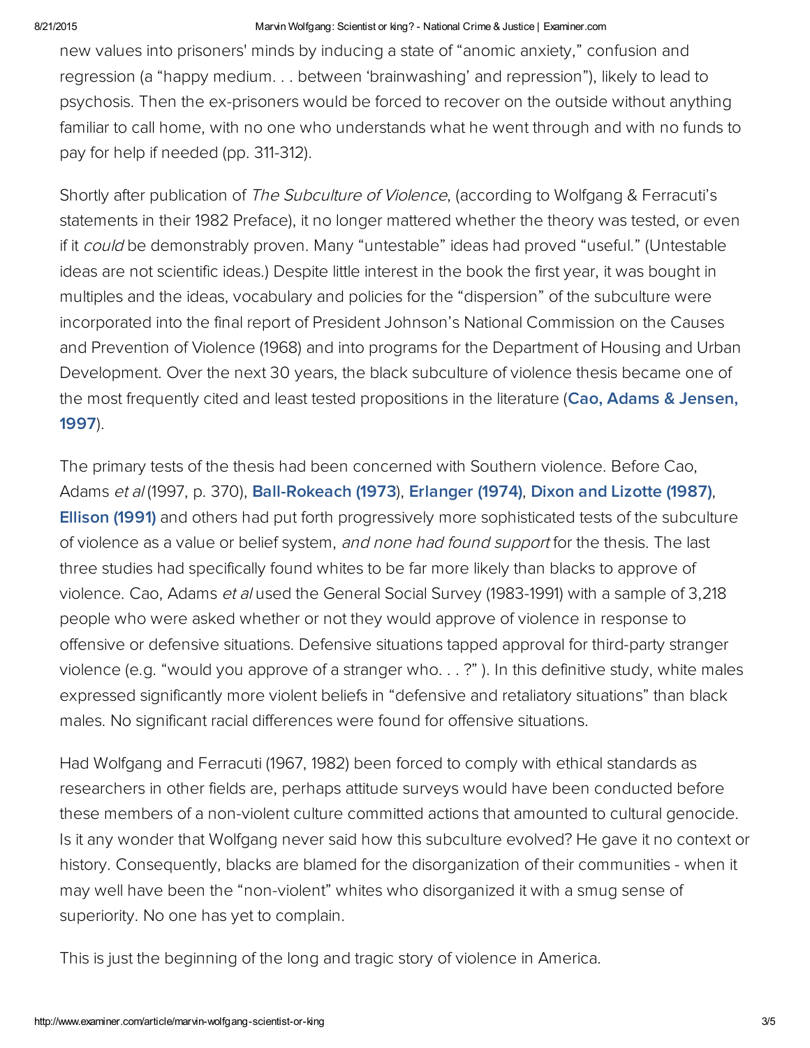new values into prisoners' minds by inducing a state of "anomic anxiety," confusion and regression (a "happy medium. . . between 'brainwashing' and repression"), likely to lead to psychosis. Then the ex-prisoners would be forced to recover on the outside without anything familiar to call home, with no one who understands what he went through and with no funds to pay for help if needed (pp. 311-312).

Shortly after publication of *The Subculture of Violence*, (according to Wolfgang & Ferracuti's statements in their 1982 Preface), it no longer mattered whether the theory was tested, or even if it *could* be demonstrably proven. Many "untestable" ideas had proved "useful." (Untestable ideas are not scientific ideas.) Despite little interest in the book the first year, it was bought in multiples and the ideas, vocabulary and policies for the "dispersion" of the subculture were incorporated into the final report of President Johnson's National Commission on the Causes and Prevention of Violence (1968) and into programs for the Department of Housing and Urban Development. Over the next 30 years, the black subculture of violence thesis became one of the most frequently cited and least tested propositions in the literature (**Cao, Adams & Jensen, 1997**).

The primary tests of the thesis had been concerned with Southern violence. Before Cao, Adams *et al* (1997, p. 370), **Ball-Rokeach (1973**), **Erlanger (1974)**, **Dixon and Lizotte (1987)**, **Ellison (1991)** and others had put forth progressively more sophisticated tests of the subculture of violence as a value or belief system, *and none had found support* for the thesis. The last three studies had specifically found whites to be far more likely than blacks to approve of violence. Cao, Adams *et al* used the General Social Survey (1983-1991) with a sample of 3,218 people who were asked whether or not they would approve of violence in response to offensive or defensive situations. Defensive situations tapped approval for third-party stranger violence (e.g. "would you approve of a stranger who. . . ?" ). In this definitive study, white males expressed significantly more violent beliefs in "defensive and retaliatory situations" than black males. No significant racial differences were found for offensive situations.

Had Wolfgang and Ferracuti (1967, 1982) been forced to comply with ethical standards as researchers in other fields are, perhaps attitude surveys would have been conducted before these members of a non-violent culture committed actions that amounted to cultural genocide. Is it any wonder that Wolfgang never said how this subculture evolved? He gave it no context or history. Consequently, blacks are blamed for the disorganization of their communities - when it may well have been the "non-violent" whites who disorganized it with a smug sense of superiority. No one has yet to complain.

This is just the beginning of the long and tragic story of violence in America.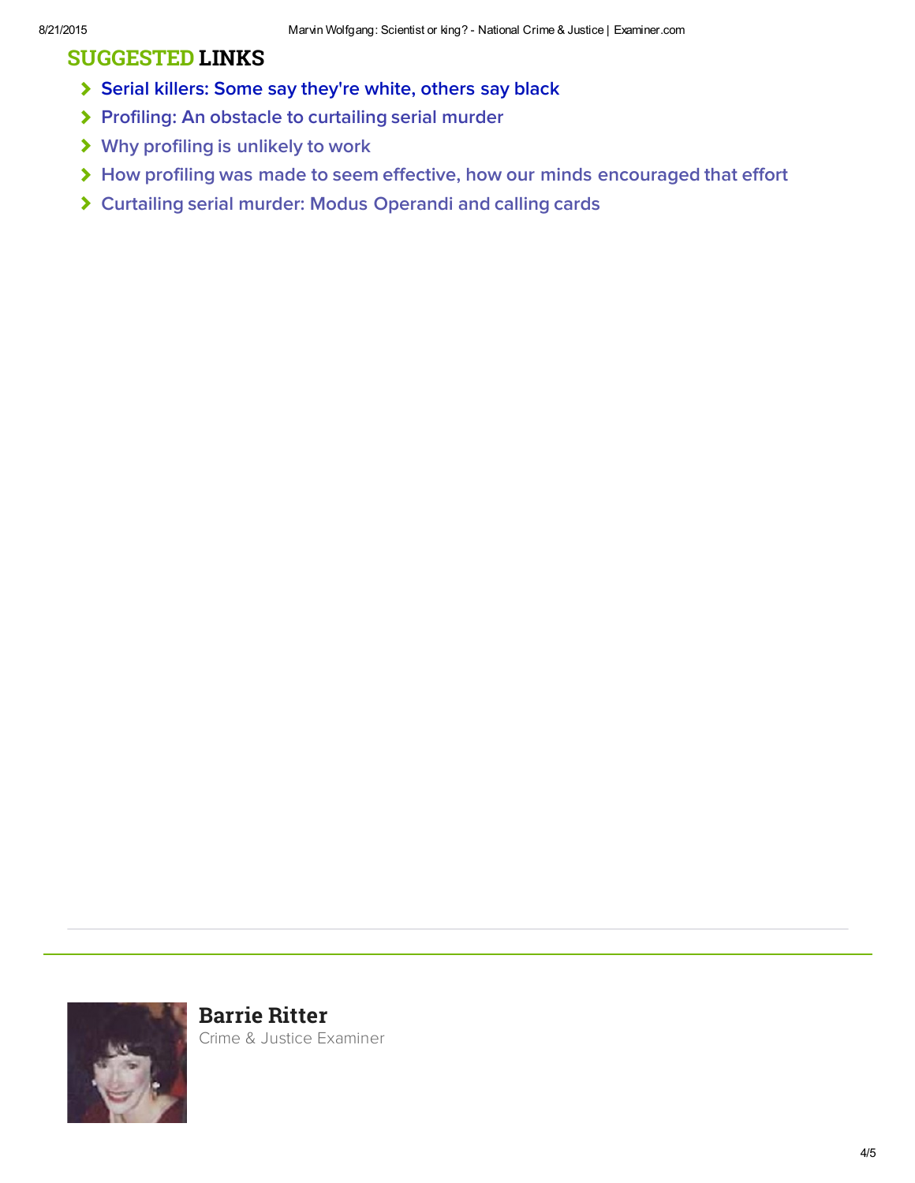## SUGGESTED LINKS

- Serial killers: Some say they're white, others say black
- Profiling: An obstacle to curtailing serial murder
- Why profiling is unlikely to work
- How profiling was made to seem effective, how our minds encouraged that effort
- Curtailing serial murder: Modus Operandi and calling cards

**Barrie Ritter**

Crime & Justice Examiner